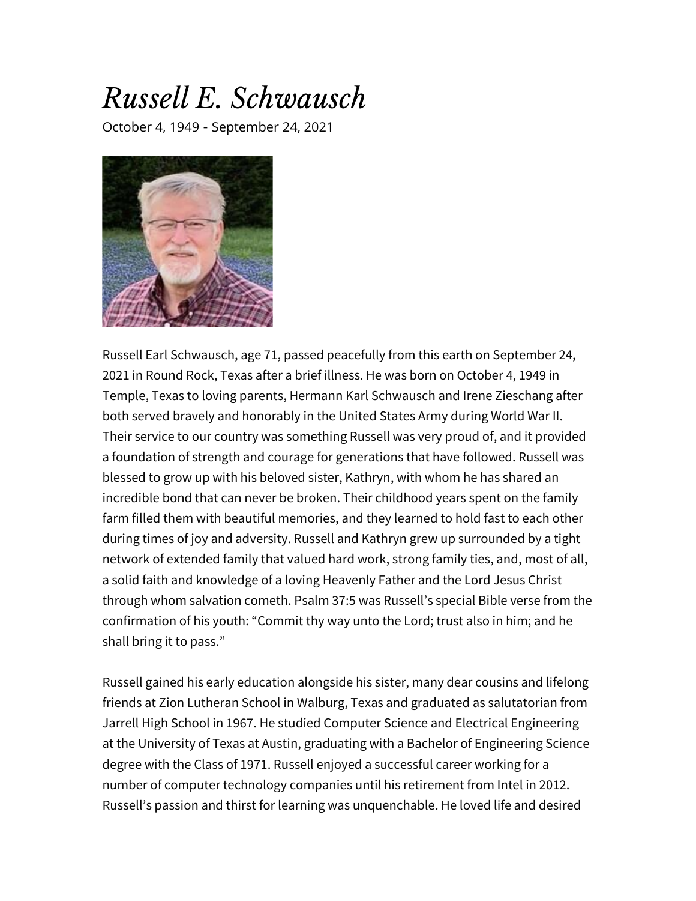# *Russell E. Schwausch*

October 4, 1949 - September 24, 2021

Russell Earl Schwausch, age 71, passed peacefully from this earth on September 24, 2021 in Round Rock, Texas after a brief illness. He was born on October 4, 1949 in Temple, Texas to loving parents, Hermann Karl Schwausch and Irene Zieschang after both served bravely and honorably in the United States Army during World War II. Their service to our country was something Russell was very proud of, and it provided a foundation of strength and courage for generations that have followed. Russell was blessed to grow up with his beloved sister, Kathryn, with whom he has shared an incredible bond that can never be broken. Their childhood years spent on the family farm filled them with beautiful memories, and they learned to hold fast to each other during times of joy and adversity. Russell and Kathryn grew up surrounded by a tight network of extended family that valued hard work, strong family ties, and, most of all, a solid faith and knowledge of a loving Heavenly Father and the Lord Jesus Christ through whom salvation cometh. Psalm 37:5 was Russell's special Bible verse from the confirmation of his youth: "Commit thy way unto the Lord; trust also in him; and he shall bring it to pass."

Russell gained his early education alongside his sister, many dear cousins and lifelong friends at Zion Lutheran School in Walburg, Texas and graduated as salutatorian from Jarrell High School in 1967. He studied Computer Science and Electrical Engineering at the University of Texas at Austin, graduating with a Bachelor of Engineering Science degree with the Class of 1971. Russell enjoyed a successful career working for a number of computer technology companies until his retirement from Intel in 2012. Russell's passion and thirst for learning was unquenchable. He loved life and desired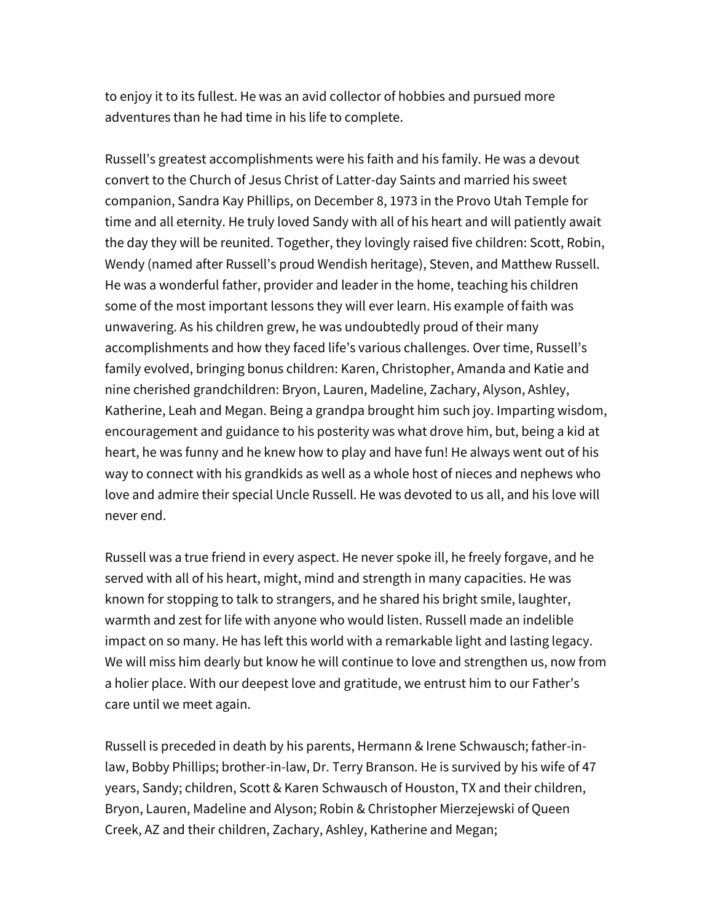to enjoy it to its fullest. He was an avid collector of hobbies and pursued more adventures than he had time in his life to complete.

Russell's greatest accomplishments were his faith and his family. He was a devout convert to the Church of Jesus Christ of Latter-day Saints and married his sweet companion, Sandra Kay Phillips, on December 8, 1973 in the Provo Utah Temple for time and all eternity. He truly loved Sandy with all of his heart and will patiently await the day they will be reunited. Together, they lovingly raised five children: Scott, Robin, Wendy (named after Russell's proud Wendish heritage), Steven, and Matthew Russell. He was a wonderful father, provider and leader in the home, teaching his children some of the most important lessons they will ever learn. His example of faith was unwavering. As his children grew, he was undoubtedly proud of their many accomplishments and how they faced life's various challenges. Over time, Russell's family evolved, bringing bonus children: Karen, Christopher, Amanda and Katie and nine cherished grandchildren: Bryon, Lauren, Madeline, Zachary, Alyson, Ashley, Katherine, Leah and Megan. Being a grandpa brought him such joy. Imparting wisdom, encouragement and guidance to his posterity was what drove him, but, being a kid at heart, he was funny and he knew how to play and have fun! He always went out of his way to connect with his grandkids as well as a whole host of nieces and nephews who love and admire their special Uncle Russell. He was devoted to us all, and his love will never end.

Russell was a true friend in every aspect. He never spoke ill, he freely forgave, and he served with all of his heart, might, mind and strength in many capacities. He was known for stopping to talk to strangers, and he shared his bright smile, laughter, warmth and zest for life with anyone who would listen. Russell made an indelible impact on so many. He has left this world with a remarkable light and lasting legacy. We will miss him dearly but know he will continue to love and strengthen us, now from a holier place. With our deepest love and gratitude, we entrust him to our Father's care until we meet again.

Russell is preceded in death by his parents, Hermann & Irene Schwausch; father-in-law, Bobby Phillips; brother-in-law, Dr. Terry Branson. He is survived by his wife of 47 years, Sandy; children, Scott & Karen Schwausch of Houston, TX and their children, Bryon, Lauren, Madeline and Alyson; Robin & Christopher Mierzejewski of Queen Creek, AZ and their children, Zachary, Ashley, Katherine and Megan;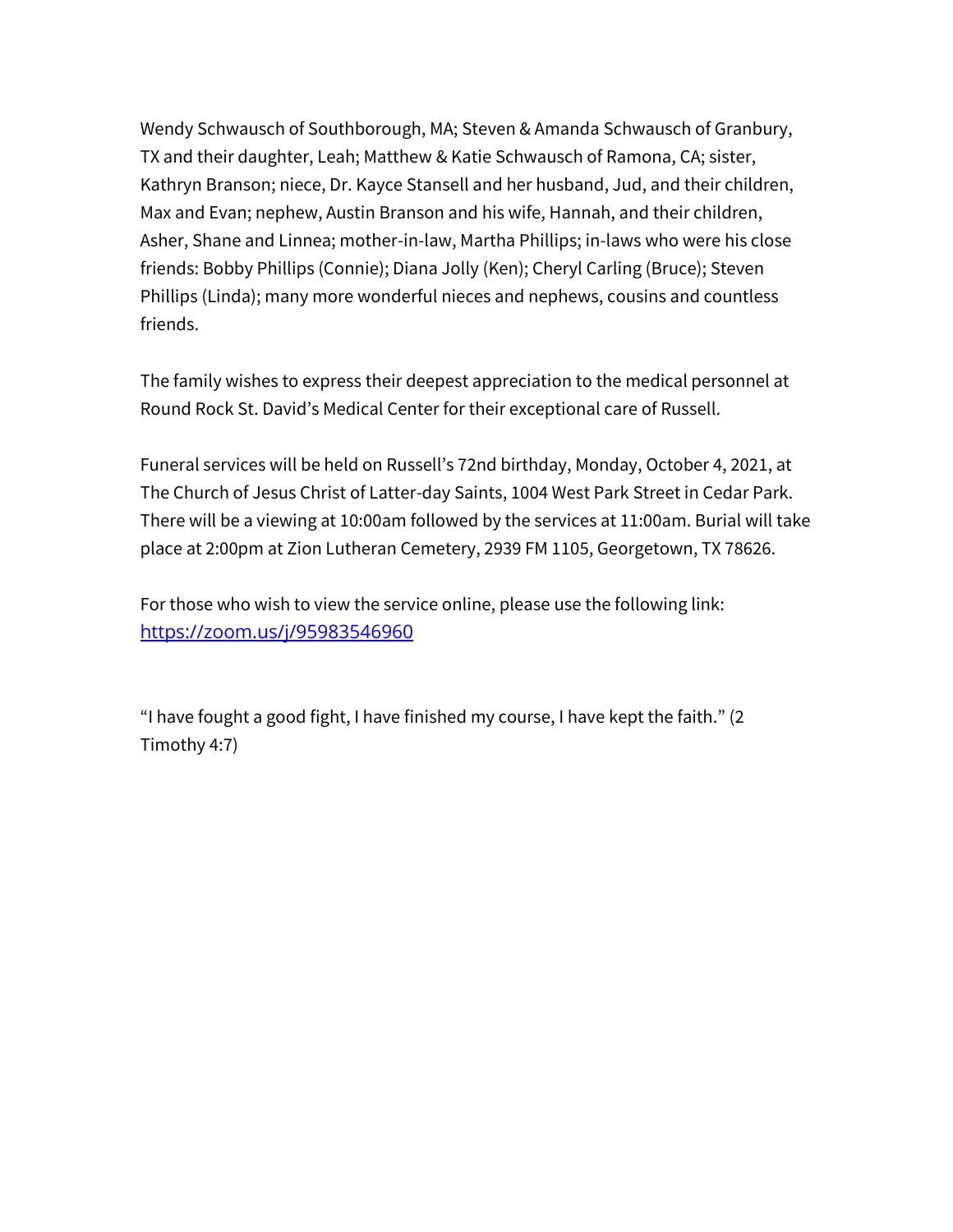Wendy Schwausch of Southborough, MA; Steven & Amanda Schwausch of Granbury, TX and their daughter, Leah; Matthew & Katie Schwausch of Ramona, CA; sister, Kathryn Branson; niece, Dr. Kayce Stansell and her husband, Jud, and their children, Max and Evan; nephew, Austin Branson and his wife, Hannah, and their children, Asher, Shane and Linnea; mother-in-law, Martha Phillips; in-laws who were his close friends: Bobby Phillips (Connie); Diana Jolly (Ken); Cheryl Carling (Bruce); Steven Phillips (Linda); many more wonderful nieces and nephews, cousins and countless friends.

The family wishes to express their deepest appreciation to the medical personnel at Round Rock St. David's Medical Center for their exceptional care of Russell.

Funeral services will be held on Russell's 72nd birthday, Monday, October 4, 2021, at The Church of Jesus Christ of Latter-day Saints, 1004 West Park Street in Cedar Park. There will be a viewing at 10:00am followed by the services at 11:00am. Burial will take place at 2:00pm at Zion Lutheran Cemetery, 2939 FM 1105, Georgetown, TX 78626.

For those who wish to view the service online, please use the following link: [https://zoom.us/j/95983546960](https://zoom.us/j/95983546960)

"I have fought a good fight, I have finished my course, I have kept the faith." (2 Timothy 4:7)